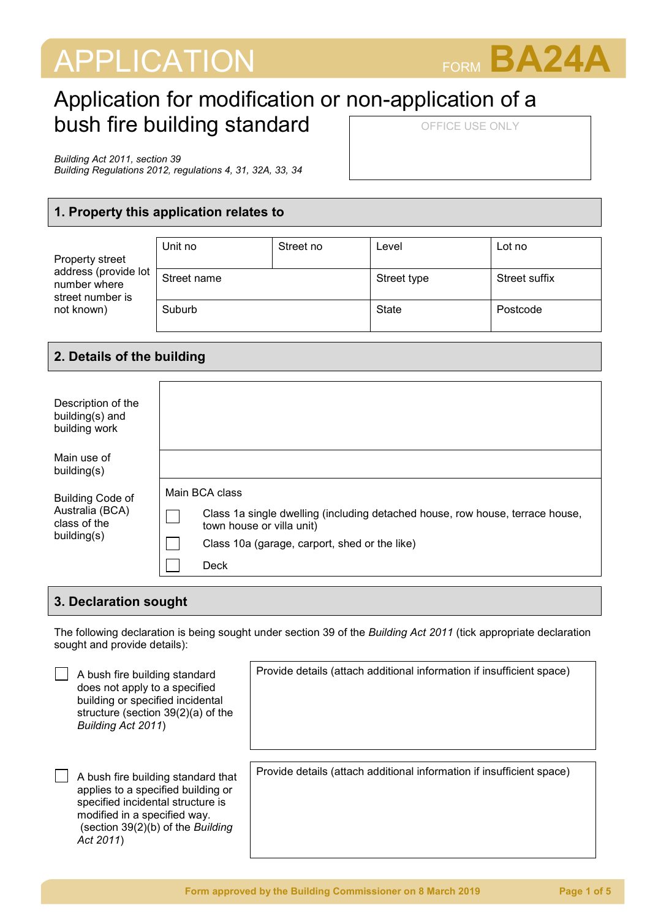# APPLICATION

FORM **BA24A**

## Application for modification or non-application of a bush fire building standard

*Building Act 2011, section 39*
*Building Regulations 2012, regulations 4, 31, 32A, 33, 34*

| OFFICE USE ONLY |
| --- |
| |

## 1. Property this application relates to

| Property street address (provide lot number where street number is not known) | Unit no | Street no | Level | Lot no |
| --- | --- | --- | --- | --- |
| | Street name | | Street type | Street suffix |
| | Suburb | | State | Postcode |

## 2. Details of the building

| | |
| --- | --- |
| Description of the building(s) and building work | |
| Main use of building(s) | |
| Building Code of Australia (BCA) class of the building(s) | Main BCA class<br>☐ Class 1a single dwelling (including detached house, row house, terrace house, town house or villa unit)<br>☐ Class 10a (garage, carport, shed or the like)<br>☐ Deck |

## 3. Declaration sought

The following declaration is being sought under section 39 of the *Building Act 2011* (tick appropriate declaration sought and provide details):

| | |
| --- | --- |
| ☐ A bush fire building standard does not apply to a specified building or specified incidental structure (section 39(2)(a) of the *Building Act 2011*) | Provide details (attach additional information if insufficient space) |
| ☐ A bush fire building standard that applies to a specified building or specified incidental structure is modified in a specified way. (section 39(2)(b) of the *Building Act 2011*) | Provide details (attach additional information if insufficient space) |

Form approved by the Building Commissioner on 8 March 2019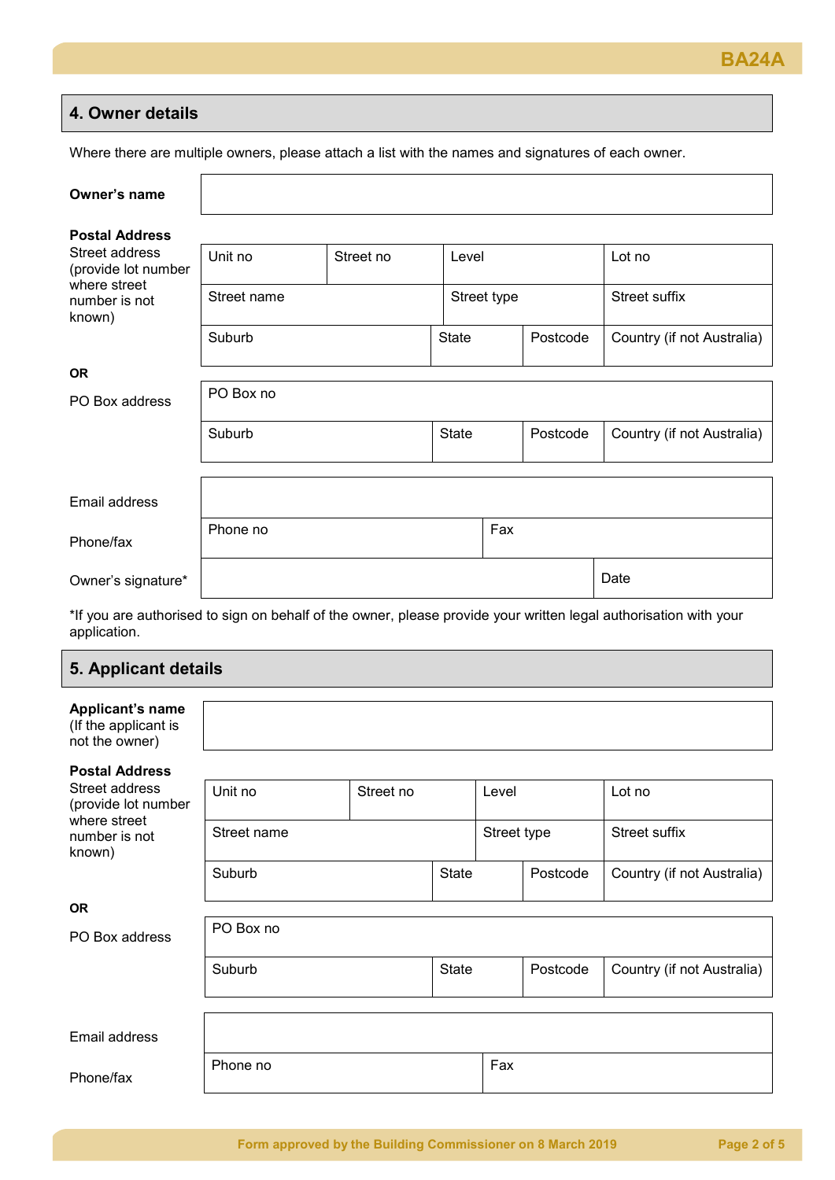## 4. Owner details

Where there are multiple owners, please attach a list with the names and signatures of each owner.

| **Owner's name** | | | | |
|---|---|---|---|---|

**Postal Address**
Street address (provide lot number where street number is not known)

| Unit no | Street no | Level | Lot no |
|---|---|---|---|
| Street name | | Street type | Street suffix |
| Suburb | State | Postcode | Country (if not Australia) |

**OR**

PO Box address

| PO Box no | | | |
|---|---|---|---|
| Suburb | State | Postcode | Country (if not Australia) |

| Email address | | |
|---|---|---|
| Phone/fax | Phone no | Fax |
| Owner's signature* | | Date |

*If you are authorised to sign on behalf of the owner, please provide your written legal authorisation with your application.

## 5. Applicant details

| **Applicant's name** (If the applicant is not the owner) | |
|---|---|

**Postal Address**
Street address (provide lot number where street number is not known)

| Unit no | Street no | Level | Lot no |
|---|---|---|---|
| Street name | | Street type | Street suffix |
| Suburb | State | Postcode | Country (if not Australia) |

**OR**

PO Box address

| PO Box no | | | |
|---|---|---|---|
| Suburb | State | Postcode | Country (if not Australia) |

| Email address | | |
|---|---|---|
| Phone/fax | Phone no | Fax |

Form approved by the Building Commissioner on 8 March 2019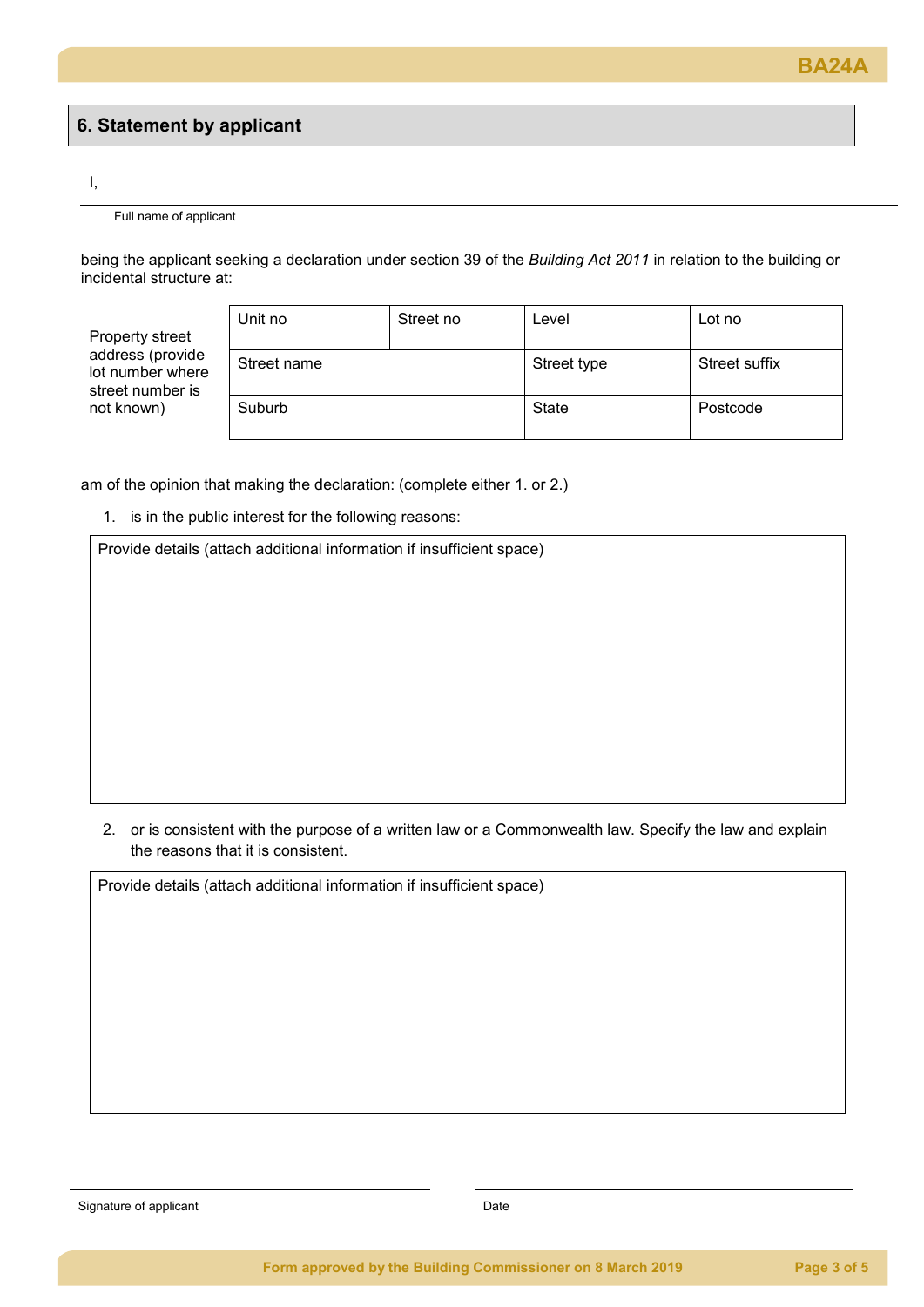## 6. Statement by applicant

I,

Full name of applicant

being the applicant seeking a declaration under section 39 of the *Building Act 2011* in relation to the building or incidental structure at:

Property street address (provide lot number where street number is not known)

| Unit no | Street no | Level | Lot no |
|---|---|---|---|
| Street name | | Street type | Street suffix |
| Suburb | | State | Postcode |

am of the opinion that making the declaration: (complete either 1. or 2.)

1. is in the public interest for the following reasons:

| Provide details (attach additional information if insufficient space) |
|---|
| |

2. or is consistent with the purpose of a written law or a Commonwealth law. Specify the law and explain the reasons that it is consistent.

| Provide details (attach additional information if insufficient space) |
|---|
| |

Signature of applicant

Date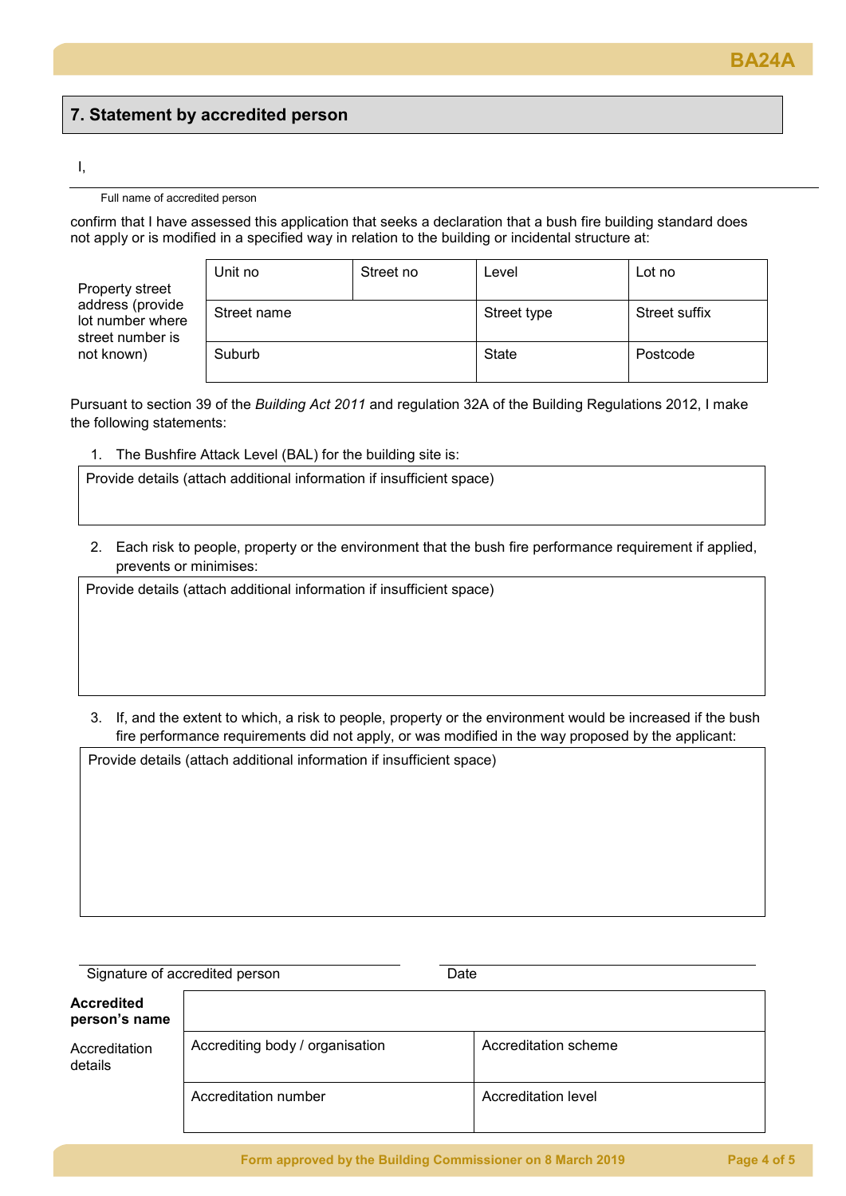## 7. Statement by accredited person

I,

Full name of accredited person

confirm that I have assessed this application that seeks a declaration that a bush fire building standard does not apply or is modified in a specified way in relation to the building or incidental structure at:

| Property street address (provide lot number where street number is not known) | Unit no | Street no | Level | Lot no |
|---|---|---|---|---|
| | Street name | | Street type | Street suffix |
| | Suburb | | State | Postcode |

Pursuant to section 39 of the *Building Act 2011* and regulation 32A of the Building Regulations 2012, I make the following statements:

1. The Bushfire Attack Level (BAL) for the building site is:

| Provide details (attach additional information if insufficient space) |
|---|
| |

2. Each risk to people, property or the environment that the bush fire performance requirement if applied, prevents or minimises:

| Provide details (attach additional information if insufficient space) |
|---|
| |

3. If, and the extent to which, a risk to people, property or the environment would be increased if the bush fire performance requirements did not apply, or was modified in the way proposed by the applicant:

| Provide details (attach additional information if insufficient space) |
|---|
| |

Signature of accredited person

Date

| **Accredited person's name** | | |
|---|---|---|
| Accreditation details | Accrediting body / organisation | Accreditation scheme |
| | Accreditation number | Accreditation level |

Form approved by the Building Commissioner on 8 March 2019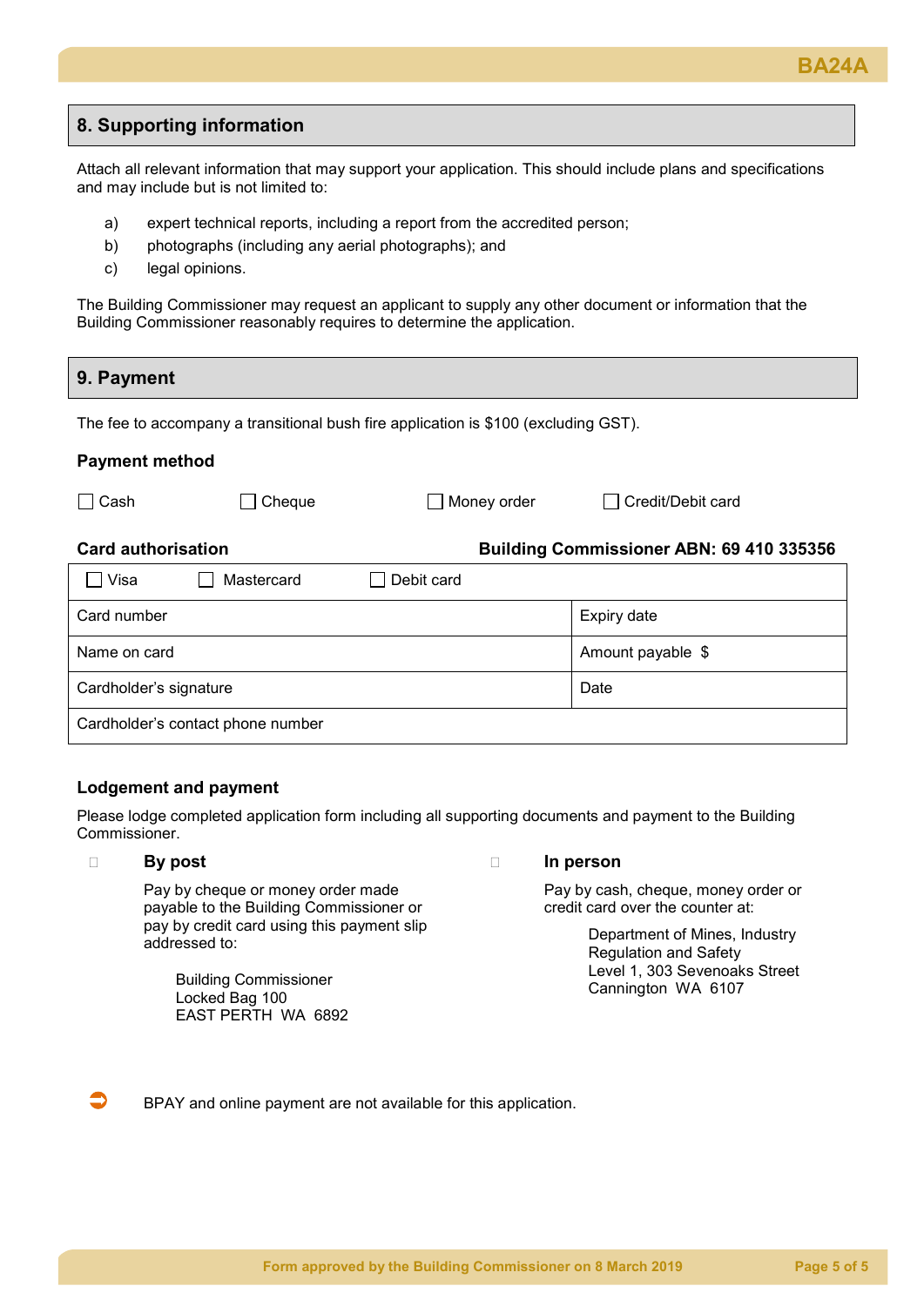## 8. Supporting information

Attach all relevant information that may support your application. This should include plans and specifications and may include but is not limited to:

a) expert technical reports, including a report from the accredited person;
b) photographs (including any aerial photographs); and
c) legal opinions.

The Building Commissioner may request an applicant to supply any other document or information that the Building Commissioner reasonably requires to determine the application.

## 9. Payment

The fee to accompany a transitional bush fire application is $100 (excluding GST).

### Payment method

☐ Cash ☐ Cheque ☐ Money order ☐ Credit/Debit card

### Card authorisation

**Building Commissioner ABN: 69 410 335356**

| | |
|---|---|
| ☐ Visa ☐ Mastercard ☐ Debit card | |
| Card number | Expiry date |
| Name on card | Amount payable $ |
| Cardholder's signature | Date |
| Cardholder's contact phone number | |

### Lodgement and payment

Please lodge completed application form including all supporting documents and payment to the Building Commissioner.

**By post**

Pay by cheque or money order made payable to the Building Commissioner or pay by credit card using this payment slip addressed to:

Building Commissioner
Locked Bag 100
EAST PERTH WA 6892

**In person**

Pay by cash, cheque, money order or credit card over the counter at:

Department of Mines, Industry Regulation and Safety
Level 1, 303 Sevenoaks Street
Cannington WA 6107

BPAY and online payment are not available for this application.